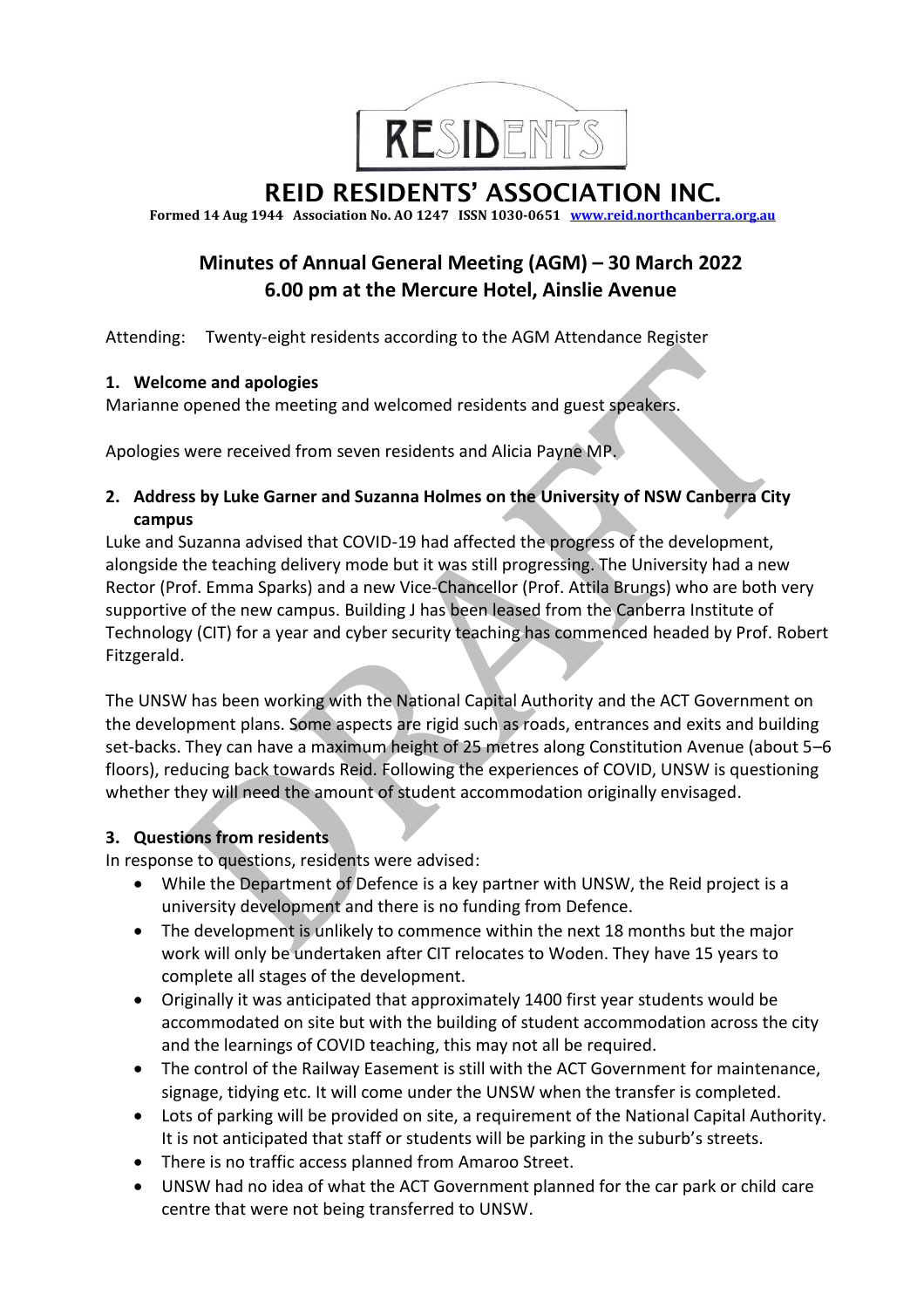# REID RESIDENTS' ASSOCIATION INC.

**Formed 14 Aug 1944 Association No. AO 1247 ISSN 1030-0651 [www.reid.northcanberra.org.au](http://www.reid.northcanberra.org.au)**

## Minutes of Annual General Meeting (AGM) – 30 March 2022
## 6.00 pm at the Mercure Hotel, Ainslie Avenue

Attending: Twenty-eight residents according to the AGM Attendance Register

### 1. Welcome and apologies

Marianne opened the meeting and welcomed residents and guest speakers.

Apologies were received from seven residents and Alicia Payne MP.

### 2. Address by Luke Garner and Suzanna Holmes on the University of NSW Canberra City campus

Luke and Suzanna advised that COVID-19 had affected the progress of the development, alongside the teaching delivery mode but it was still progressing. The University had a new Rector (Prof. Emma Sparks) and a new Vice-Chancellor (Prof. Attila Brungs) who are both very supportive of the new campus. Building J has been leased from the Canberra Institute of Technology (CIT) for a year and cyber security teaching has commenced headed by Prof. Robert Fitzgerald.

The UNSW has been working with the National Capital Authority and the ACT Government on the development plans. Some aspects are rigid such as roads, entrances and exits and building set-backs. They can have a maximum height of 25 metres along Constitution Avenue (about 5–6 floors), reducing back towards Reid. Following the experiences of COVID, UNSW is questioning whether they will need the amount of student accommodation originally envisaged.

### 3. Questions from residents

In response to questions, residents were advised:

- While the Department of Defence is a key partner with UNSW, the Reid project is a university development and there is no funding from Defence.
- The development is unlikely to commence within the next 18 months but the major work will only be undertaken after CIT relocates to Woden. They have 15 years to complete all stages of the development.
- Originally it was anticipated that approximately 1400 first year students would be accommodated on site but with the building of student accommodation across the city and the learnings of COVID teaching, this may not all be required.
- The control of the Railway Easement is still with the ACT Government for maintenance, signage, tidying etc. It will come under the UNSW when the transfer is completed.
- Lots of parking will be provided on site, a requirement of the National Capital Authority. It is not anticipated that staff or students will be parking in the suburb's streets.
- There is no traffic access planned from Amaroo Street.
- UNSW had no idea of what the ACT Government planned for the car park or child care centre that were not being transferred to UNSW.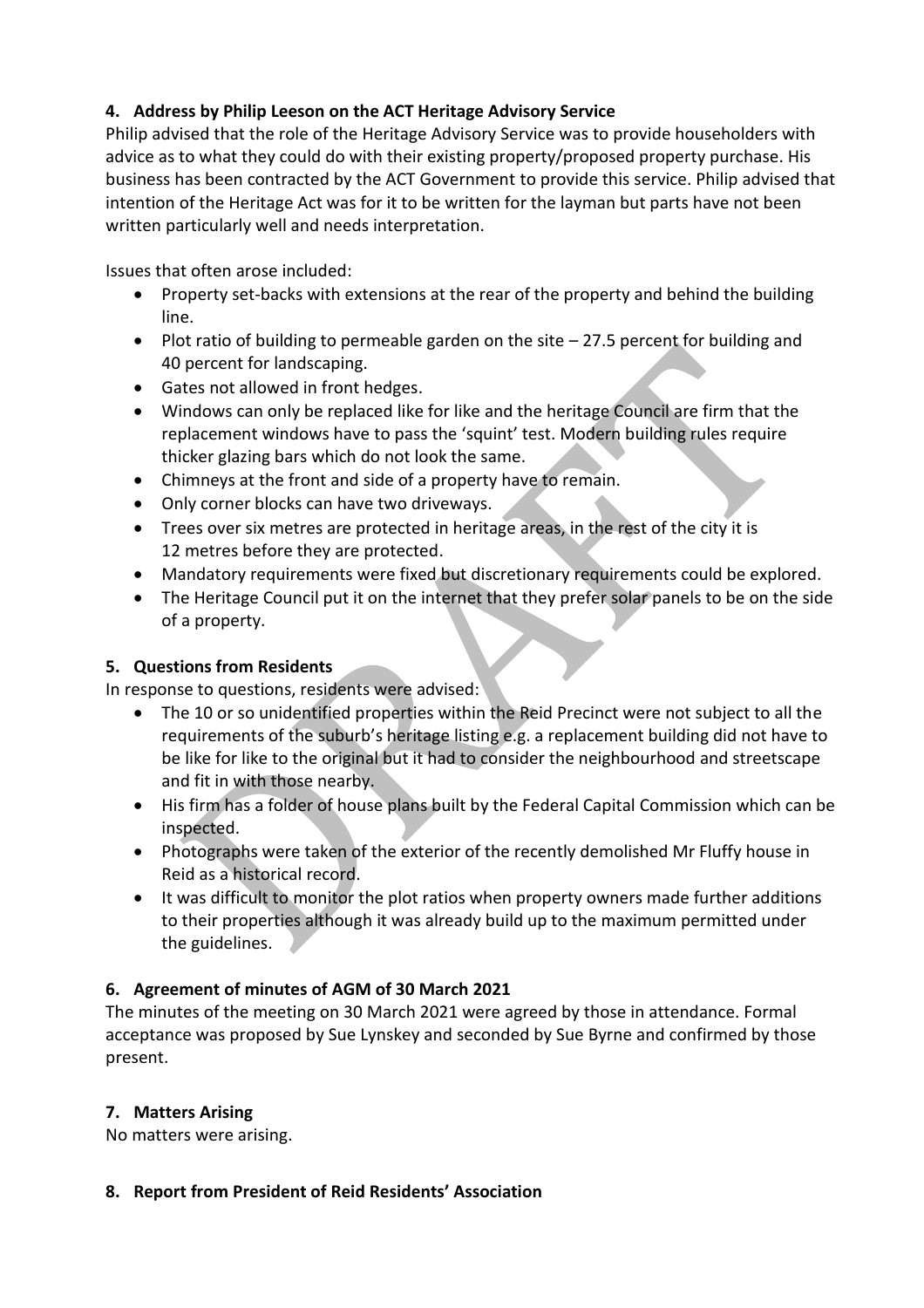## 4. Address by Philip Leeson on the ACT Heritage Advisory Service

Philip advised that the role of the Heritage Advisory Service was to provide householders with advice as to what they could do with their existing property/proposed property purchase. His business has been contracted by the ACT Government to provide this service. Philip advised that intention of the Heritage Act was for it to be written for the layman but parts have not been written particularly well and needs interpretation.

Issues that often arose included:

- Property set-backs with extensions at the rear of the property and behind the building line.
- Plot ratio of building to permeable garden on the site – 27.5 percent for building and 40 percent for landscaping.
- Gates not allowed in front hedges.
- Windows can only be replaced like for like and the heritage Council are firm that the replacement windows have to pass the 'squint' test. Modern building rules require thicker glazing bars which do not look the same.
- Chimneys at the front and side of a property have to remain.
- Only corner blocks can have two driveways.
- Trees over six metres are protected in heritage areas, in the rest of the city it is 12 metres before they are protected.
- Mandatory requirements were fixed but discretionary requirements could be explored.
- The Heritage Council put it on the internet that they prefer solar panels to be on the side of a property.

## 5. Questions from Residents

In response to questions, residents were advised:

- The 10 or so unidentified properties within the Reid Precinct were not subject to all the requirements of the suburb's heritage listing e.g. a replacement building did not have to be like for like to the original but it had to consider the neighbourhood and streetscape and fit in with those nearby.
- His firm has a folder of house plans built by the Federal Capital Commission which can be inspected.
- Photographs were taken of the exterior of the recently demolished Mr Fluffy house in Reid as a historical record.
- It was difficult to monitor the plot ratios when property owners made further additions to their properties although it was already build up to the maximum permitted under the guidelines.

## 6. Agreement of minutes of AGM of 30 March 2021

The minutes of the meeting on 30 March 2021 were agreed by those in attendance. Formal acceptance was proposed by Sue Lynskey and seconded by Sue Byrne and confirmed by those present.

## 7. Matters Arising

No matters were arising.

## 8. Report from President of Reid Residents' Association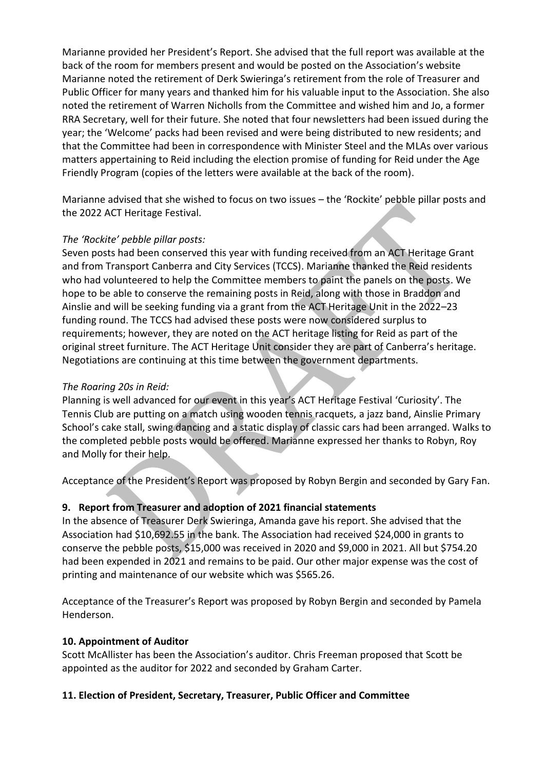Marianne provided her President's Report. She advised that the full report was available at the back of the room for members present and would be posted on the Association's website Marianne noted the retirement of Derk Swieringa's retirement from the role of Treasurer and Public Officer for many years and thanked him for his valuable input to the Association. She also noted the retirement of Warren Nicholls from the Committee and wished him and Jo, a former RRA Secretary, well for their future. She noted that four newsletters had been issued during the year; the 'Welcome' packs had been revised and were being distributed to new residents; and that the Committee had been in correspondence with Minister Steel and the MLAs over various matters appertaining to Reid including the election promise of funding for Reid under the Age Friendly Program (copies of the letters were available at the back of the room).

Marianne advised that she wished to focus on two issues – the 'Rockite' pebble pillar posts and the 2022 ACT Heritage Festival.

*The 'Rockite' pebble pillar posts:*

Seven posts had been conserved this year with funding received from an ACT Heritage Grant and from Transport Canberra and City Services (TCCS). Marianne thanked the Reid residents who had volunteered to help the Committee members to paint the panels on the posts. We hope to be able to conserve the remaining posts in Reid, along with those in Braddon and Ainslie and will be seeking funding via a grant from the ACT Heritage Unit in the 2022–23 funding round. The TCCS had advised these posts were now considered surplus to requirements; however, they are noted on the ACT heritage listing for Reid as part of the original street furniture. The ACT Heritage Unit consider they are part of Canberra's heritage. Negotiations are continuing at this time between the government departments.

*The Roaring 20s in Reid:*

Planning is well advanced for our event in this year's ACT Heritage Festival 'Curiosity'. The Tennis Club are putting on a match using wooden tennis racquets, a jazz band, Ainslie Primary School's cake stall, swing dancing and a static display of classic cars had been arranged. Walks to the completed pebble posts would be offered. Marianne expressed her thanks to Robyn, Roy and Molly for their help.

Acceptance of the President's Report was proposed by Robyn Bergin and seconded by Gary Fan.

**9. Report from Treasurer and adoption of 2021 financial statements**

In the absence of Treasurer Derk Swieringa, Amanda gave his report. She advised that the Association had $10,692.55 in the bank. The Association had received $24,000 in grants to conserve the pebble posts, $15,000 was received in 2020 and $9,000 in 2021. All but $754.20 had been expended in 2021 and remains to be paid. Our other major expense was the cost of printing and maintenance of our website which was $565.26.

Acceptance of the Treasurer's Report was proposed by Robyn Bergin and seconded by Pamela Henderson.

**10. Appointment of Auditor**

Scott McAllister has been the Association's auditor. Chris Freeman proposed that Scott be appointed as the auditor for 2022 and seconded by Graham Carter.

**11. Election of President, Secretary, Treasurer, Public Officer and Committee**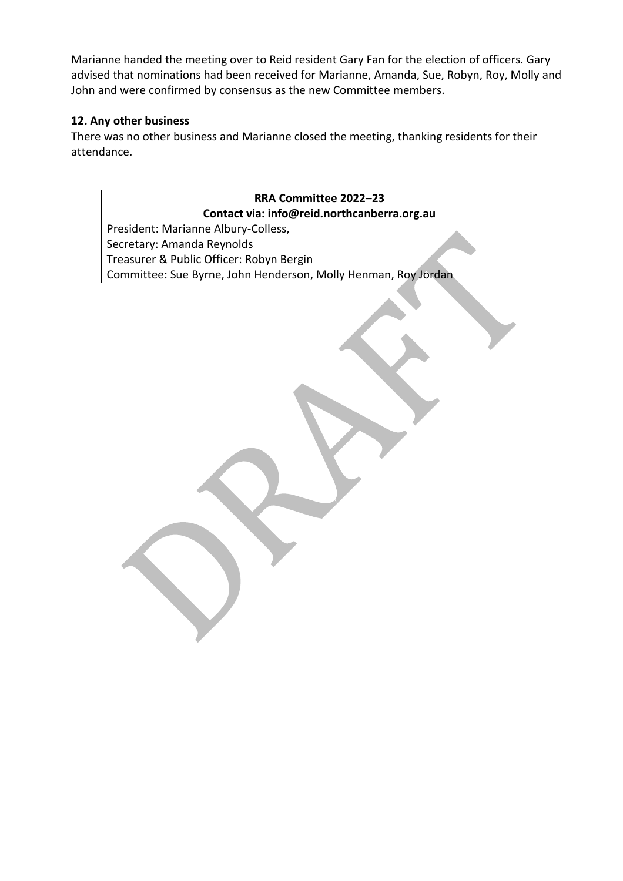Marianne handed the meeting over to Reid resident Gary Fan for the election of officers. Gary advised that nominations had been received for Marianne, Amanda, Sue, Robyn, Roy, Molly and John and were confirmed by consensus as the new Committee members.

### 12. Any other business

There was no other business and Marianne closed the meeting, thanking residents for their attendance.

**RRA Committee 2022–23**
**Contact via: info@reid.northcanberra.org.au**

President: Marianne Albury-Colless,
Secretary: Amanda Reynolds
Treasurer & Public Officer: Robyn Bergin
Committee: Sue Byrne, John Henderson, Molly Henman, Roy Jordan

DRAFT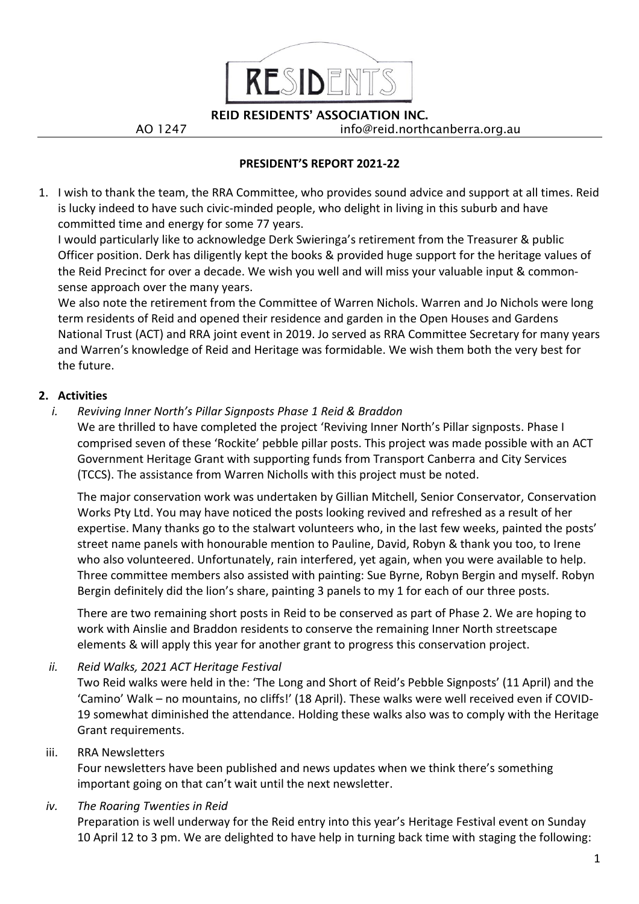RESIDENTS

**REID RESIDENTS' ASSOCIATION INC.**

AO 1247 info@reid.northcanberra.org.au

## PRESIDENT'S REPORT 2021-22

1. I wish to thank the team, the RRA Committee, who provides sound advice and support at all times. Reid is lucky indeed to have such civic-minded people, who delight in living in this suburb and have committed time and energy for some 77 years.

   I would particularly like to acknowledge Derk Swieringa's retirement from the Treasurer & public Officer position. Derk has diligently kept the books & provided huge support for the heritage values of the Reid Precinct for over a decade. We wish you well and will miss your valuable input & common-sense approach over the many years.

   We also note the retirement from the Committee of Warren Nichols. Warren and Jo Nichols were long term residents of Reid and opened their residence and garden in the Open Houses and Gardens National Trust (ACT) and RRA joint event in 2019. Jo served as RRA Committee Secretary for many years and Warren's knowledge of Reid and Heritage was formidable. We wish them both the very best for the future.

2. **Activities**

   i. *Reviving Inner North's Pillar Signposts Phase 1 Reid & Braddon*

   We are thrilled to have completed the project 'Reviving Inner North's Pillar signposts. Phase I comprised seven of these 'Rockite' pebble pillar posts. This project was made possible with an ACT Government Heritage Grant with supporting funds from Transport Canberra and City Services (TCCS). The assistance from Warren Nicholls with this project must be noted.

   The major conservation work was undertaken by Gillian Mitchell, Senior Conservator, Conservation Works Pty Ltd. You may have noticed the posts looking revived and refreshed as a result of her expertise. Many thanks go to the stalwart volunteers who, in the last few weeks, painted the posts' street name panels with honourable mention to Pauline, David, Robyn & thank you too, to Irene who also volunteered. Unfortunately, rain interfered, yet again, when you were available to help. Three committee members also assisted with painting: Sue Byrne, Robyn Bergin and myself. Robyn Bergin definitely did the lion's share, painting 3 panels to my 1 for each of our three posts.

   There are two remaining short posts in Reid to be conserved as part of Phase 2. We are hoping to work with Ainslie and Braddon residents to conserve the remaining Inner North streetscape elements & will apply this year for another grant to progress this conservation project.

   ii. *Reid Walks, 2021 ACT Heritage Festival*

   Two Reid walks were held in the: 'The Long and Short of Reid's Pebble Signposts' (11 April) and the 'Camino' Walk – no mountains, no cliffs!' (18 April). These walks were well received even if COVID-19 somewhat diminished the attendance. Holding these walks also was to comply with the Heritage Grant requirements.

   iii. RRA Newsletters

   Four newsletters have been published and news updates when we think there's something important going on that can't wait until the next newsletter.

   iv. *The Roaring Twenties in Reid*

   Preparation is well underway for the Reid entry into this year's Heritage Festival event on Sunday 10 April 12 to 3 pm. We are delighted to have help in turning back time with staging the following: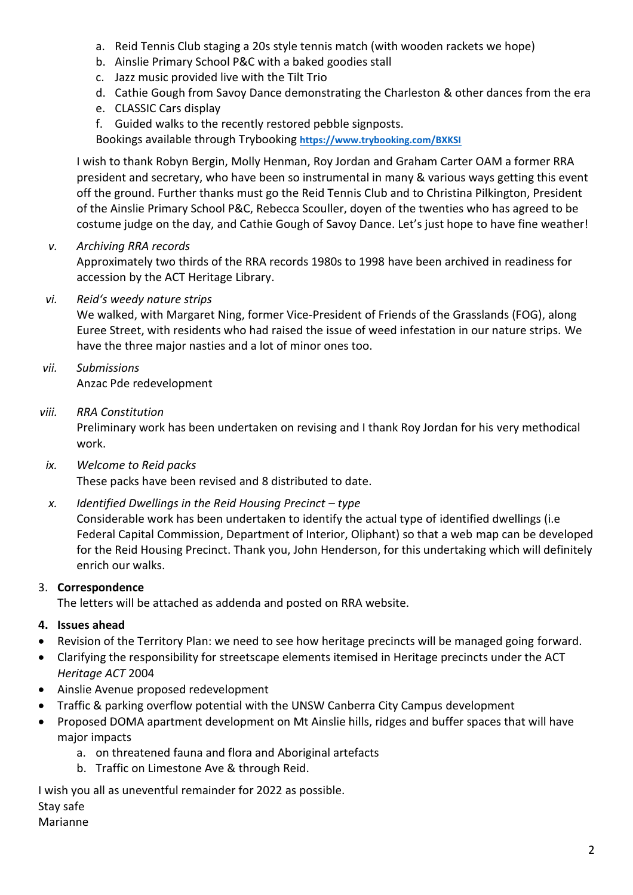a. Reid Tennis Club staging a 20s style tennis match (with wooden rackets we hope)
b. Ainslie Primary School P&C with a baked goodies stall
c. Jazz music provided live with the Tilt Trio
d. Cathie Gough from Savoy Dance demonstrating the Charleston & other dances from the era
e. CLASSIC Cars display
f. Guided walks to the recently restored pebble signposts.

Bookings available through Trybooking **https://www.trybooking.com/BXKSI**

I wish to thank Robyn Bergin, Molly Henman, Roy Jordan and Graham Carter OAM a former RRA president and secretary, who have been so instrumental in many & various ways getting this event off the ground. Further thanks must go the Reid Tennis Club and to Christina Pilkington, President of the Ainslie Primary School P&C, Rebecca Scouller, doyen of the twenties who has agreed to be costume judge on the day, and Cathie Gough of Savoy Dance. Let's just hope to have fine weather!

v. *Archiving RRA records*

   Approximately two thirds of the RRA records 1980s to 1998 have been archived in readiness for accession by the ACT Heritage Library.

vi. *Reid's weedy nature strips*

   We walked, with Margaret Ning, former Vice-President of Friends of the Grasslands (FOG), along Euree Street, with residents who had raised the issue of weed infestation in our nature strips. We have the three major nasties and a lot of minor ones too.

vii. *Submissions*

   Anzac Pde redevelopment

viii. *RRA Constitution*

   Preliminary work has been undertaken on revising and I thank Roy Jordan for his very methodical work.

ix. *Welcome to Reid packs*

   These packs have been revised and 8 distributed to date.

x. *Identified Dwellings in the Reid Housing Precinct – type*

   Considerable work has been undertaken to identify the actual type of identified dwellings (i.e Federal Capital Commission, Department of Interior, Oliphant) so that a web map can be developed for the Reid Housing Precinct. Thank you, John Henderson, for this undertaking which will definitely enrich our walks.

3. **Correspondence**

   The letters will be attached as addenda and posted on RRA website.

4. **Issues ahead**

- Revision of the Territory Plan: we need to see how heritage precincts will be managed going forward.
- Clarifying the responsibility for streetscape elements itemised in Heritage precincts under the ACT *Heritage ACT* 2004
- Ainslie Avenue proposed redevelopment
- Traffic & parking overflow potential with the UNSW Canberra City Campus development
- Proposed DOMA apartment development on Mt Ainslie hills, ridges and buffer spaces that will have major impacts
  a. on threatened fauna and flora and Aboriginal artefacts
  b. Traffic on Limestone Ave & through Reid.

I wish you all as uneventful remainder for 2022 as possible.
Stay safe
Marianne